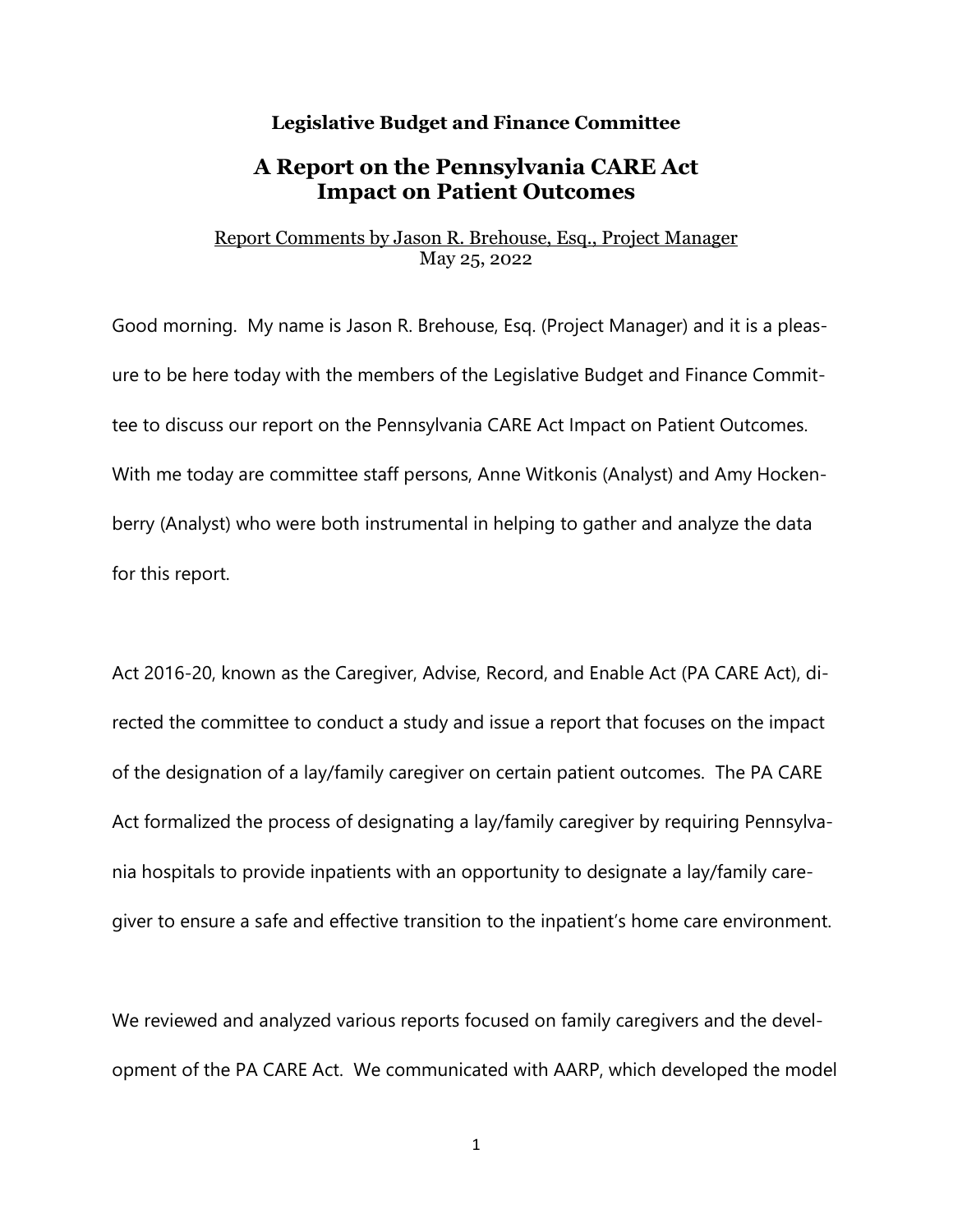**Legislative Budget and Finance Committee**

# A Report on the Pennsylvania CARE Act Impact on Patient Outcomes

Report Comments by Jason R. Brehouse, Esq., Project Manager
May 25, 2022

Good morning. My name is Jason R. Brehouse, Esq. (Project Manager) and it is a pleasure to be here today with the members of the Legislative Budget and Finance Committee to discuss our report on the Pennsylvania CARE Act Impact on Patient Outcomes. With me today are committee staff persons, Anne Witkonis (Analyst) and Amy Hockenberry (Analyst) who were both instrumental in helping to gather and analyze the data for this report.

Act 2016-20, known as the Caregiver, Advise, Record, and Enable Act (PA CARE Act), directed the committee to conduct a study and issue a report that focuses on the impact of the designation of a lay/family caregiver on certain patient outcomes. The PA CARE Act formalized the process of designating a lay/family caregiver by requiring Pennsylvania hospitals to provide inpatients with an opportunity to designate a lay/family caregiver to ensure a safe and effective transition to the inpatient's home care environment.

We reviewed and analyzed various reports focused on family caregivers and the development of the PA CARE Act. We communicated with AARP, which developed the model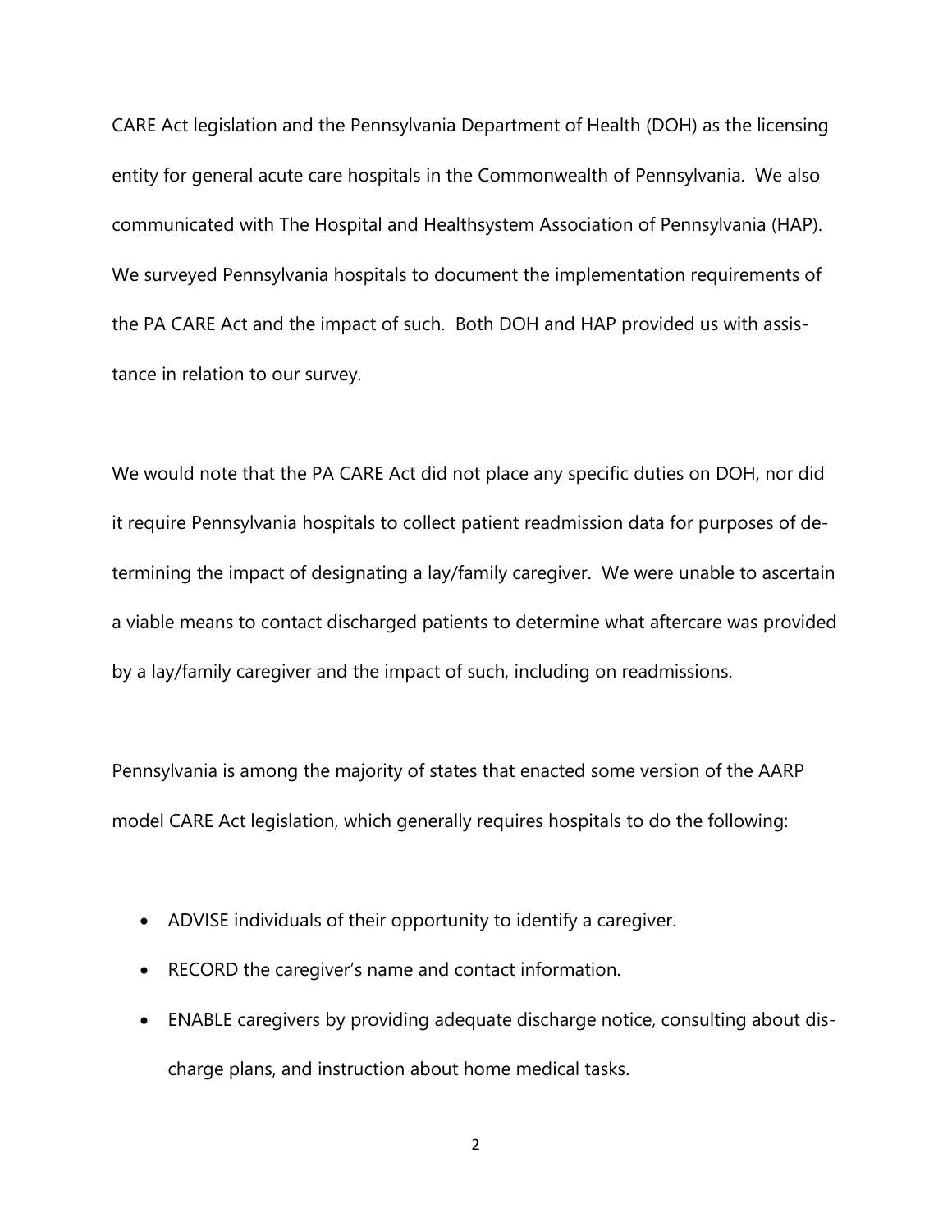CARE Act legislation and the Pennsylvania Department of Health (DOH) as the licensing entity for general acute care hospitals in the Commonwealth of Pennsylvania. We also communicated with The Hospital and Healthsystem Association of Pennsylvania (HAP). We surveyed Pennsylvania hospitals to document the implementation requirements of the PA CARE Act and the impact of such. Both DOH and HAP provided us with assistance in relation to our survey.

We would note that the PA CARE Act did not place any specific duties on DOH, nor did it require Pennsylvania hospitals to collect patient readmission data for purposes of determining the impact of designating a lay/family caregiver. We were unable to ascertain a viable means to contact discharged patients to determine what aftercare was provided by a lay/family caregiver and the impact of such, including on readmissions.

Pennsylvania is among the majority of states that enacted some version of the AARP model CARE Act legislation, which generally requires hospitals to do the following:

- ADVISE individuals of their opportunity to identify a caregiver.
- RECORD the caregiver's name and contact information.
- ENABLE caregivers by providing adequate discharge notice, consulting about discharge plans, and instruction about home medical tasks.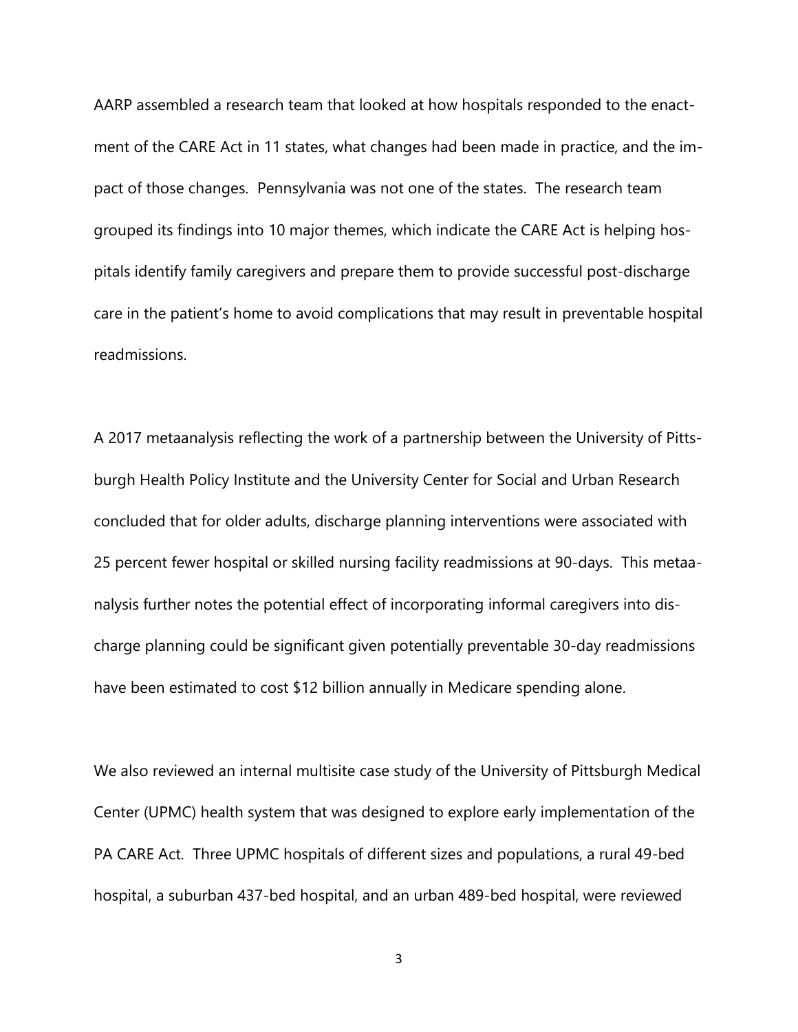AARP assembled a research team that looked at how hospitals responded to the enactment of the CARE Act in 11 states, what changes had been made in practice, and the impact of those changes. Pennsylvania was not one of the states. The research team grouped its findings into 10 major themes, which indicate the CARE Act is helping hospitals identify family caregivers and prepare them to provide successful post-discharge care in the patient's home to avoid complications that may result in preventable hospital readmissions.

A 2017 metaanalysis reflecting the work of a partnership between the University of Pittsburgh Health Policy Institute and the University Center for Social and Urban Research concluded that for older adults, discharge planning interventions were associated with 25 percent fewer hospital or skilled nursing facility readmissions at 90-days. This metaanalysis further notes the potential effect of incorporating informal caregivers into discharge planning could be significant given potentially preventable 30-day readmissions have been estimated to cost $12 billion annually in Medicare spending alone.

We also reviewed an internal multisite case study of the University of Pittsburgh Medical Center (UPMC) health system that was designed to explore early implementation of the PA CARE Act. Three UPMC hospitals of different sizes and populations, a rural 49-bed hospital, a suburban 437-bed hospital, and an urban 489-bed hospital, were reviewed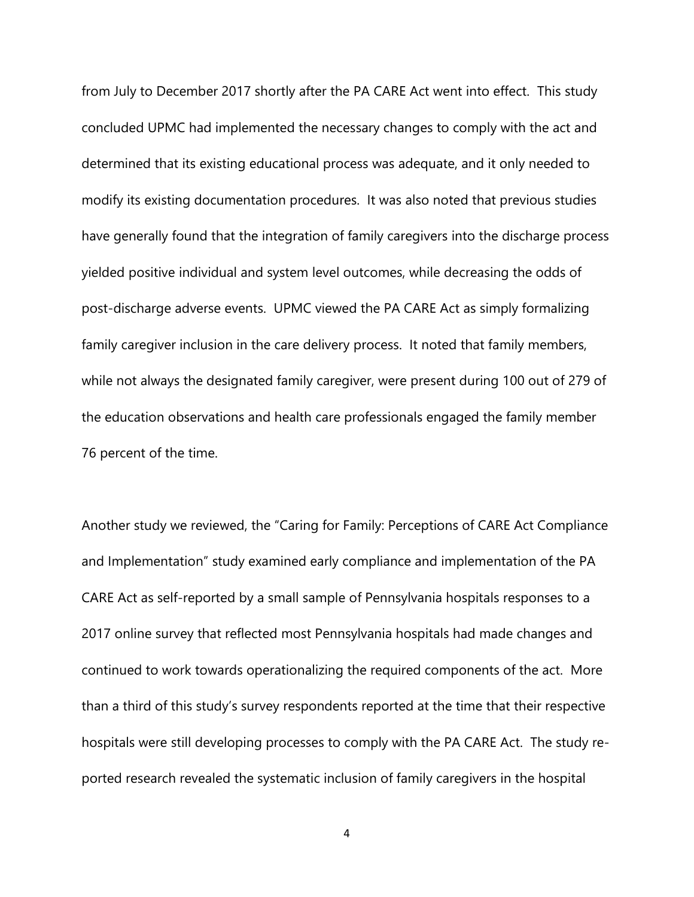from July to December 2017 shortly after the PA CARE Act went into effect. This study concluded UPMC had implemented the necessary changes to comply with the act and determined that its existing educational process was adequate, and it only needed to modify its existing documentation procedures. It was also noted that previous studies have generally found that the integration of family caregivers into the discharge process yielded positive individual and system level outcomes, while decreasing the odds of post-discharge adverse events. UPMC viewed the PA CARE Act as simply formalizing family caregiver inclusion in the care delivery process. It noted that family members, while not always the designated family caregiver, were present during 100 out of 279 of the education observations and health care professionals engaged the family member 76 percent of the time.

Another study we reviewed, the "Caring for Family: Perceptions of CARE Act Compliance and Implementation" study examined early compliance and implementation of the PA CARE Act as self-reported by a small sample of Pennsylvania hospitals responses to a 2017 online survey that reflected most Pennsylvania hospitals had made changes and continued to work towards operationalizing the required components of the act. More than a third of this study's survey respondents reported at the time that their respective hospitals were still developing processes to comply with the PA CARE Act. The study reported research revealed the systematic inclusion of family caregivers in the hospital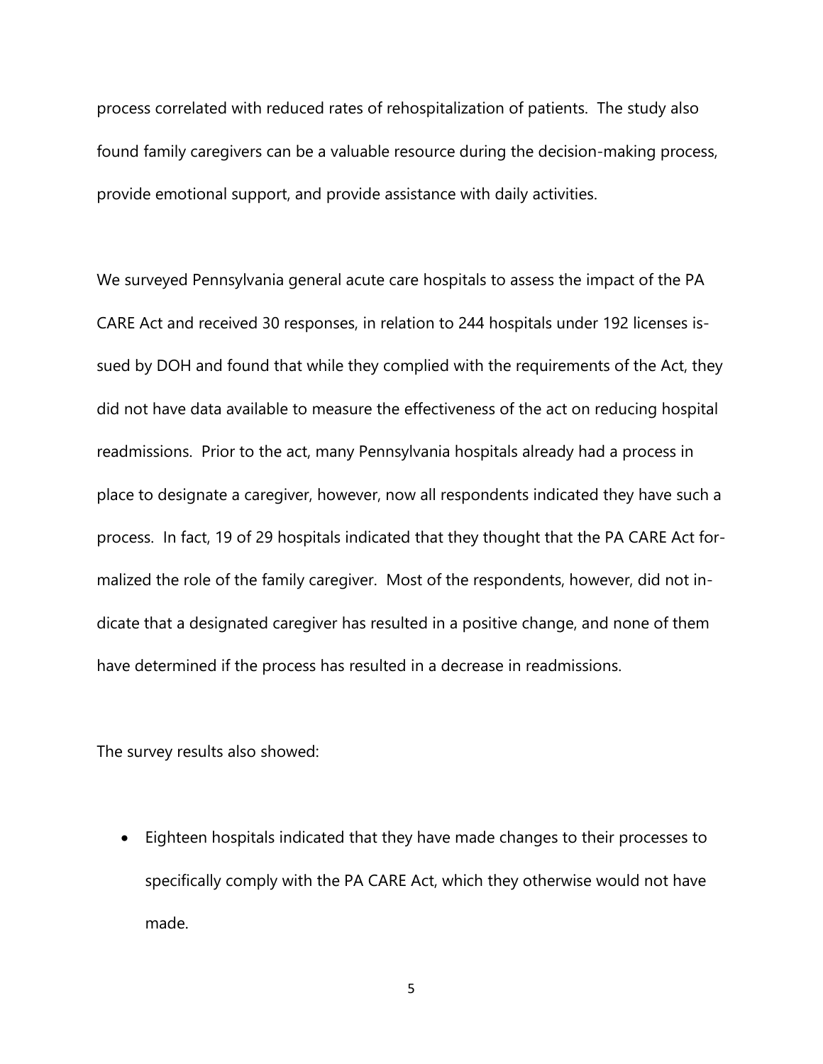process correlated with reduced rates of rehospitalization of patients. The study also found family caregivers can be a valuable resource during the decision-making process, provide emotional support, and provide assistance with daily activities.

We surveyed Pennsylvania general acute care hospitals to assess the impact of the PA CARE Act and received 30 responses, in relation to 244 hospitals under 192 licenses issued by DOH and found that while they complied with the requirements of the Act, they did not have data available to measure the effectiveness of the act on reducing hospital readmissions. Prior to the act, many Pennsylvania hospitals already had a process in place to designate a caregiver, however, now all respondents indicated they have such a process. In fact, 19 of 29 hospitals indicated that they thought that the PA CARE Act formalized the role of the family caregiver. Most of the respondents, however, did not indicate that a designated caregiver has resulted in a positive change, and none of them have determined if the process has resulted in a decrease in readmissions.

The survey results also showed:

- Eighteen hospitals indicated that they have made changes to their processes to specifically comply with the PA CARE Act, which they otherwise would not have made.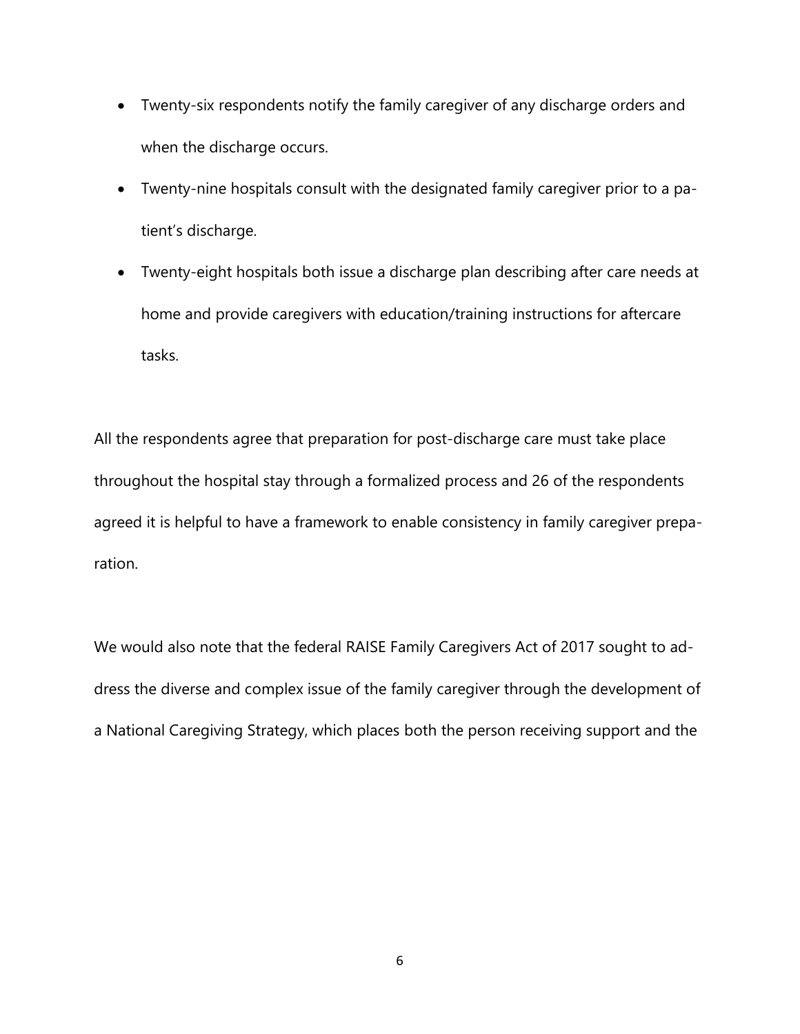- Twenty-six respondents notify the family caregiver of any discharge orders and when the discharge occurs.
- Twenty-nine hospitals consult with the designated family caregiver prior to a patient's discharge.
- Twenty-eight hospitals both issue a discharge plan describing after care needs at home and provide caregivers with education/training instructions for aftercare tasks.

All the respondents agree that preparation for post-discharge care must take place throughout the hospital stay through a formalized process and 26 of the respondents agreed it is helpful to have a framework to enable consistency in family caregiver preparation.

We would also note that the federal RAISE Family Caregivers Act of 2017 sought to address the diverse and complex issue of the family caregiver through the development of a National Caregiving Strategy, which places both the person receiving support and the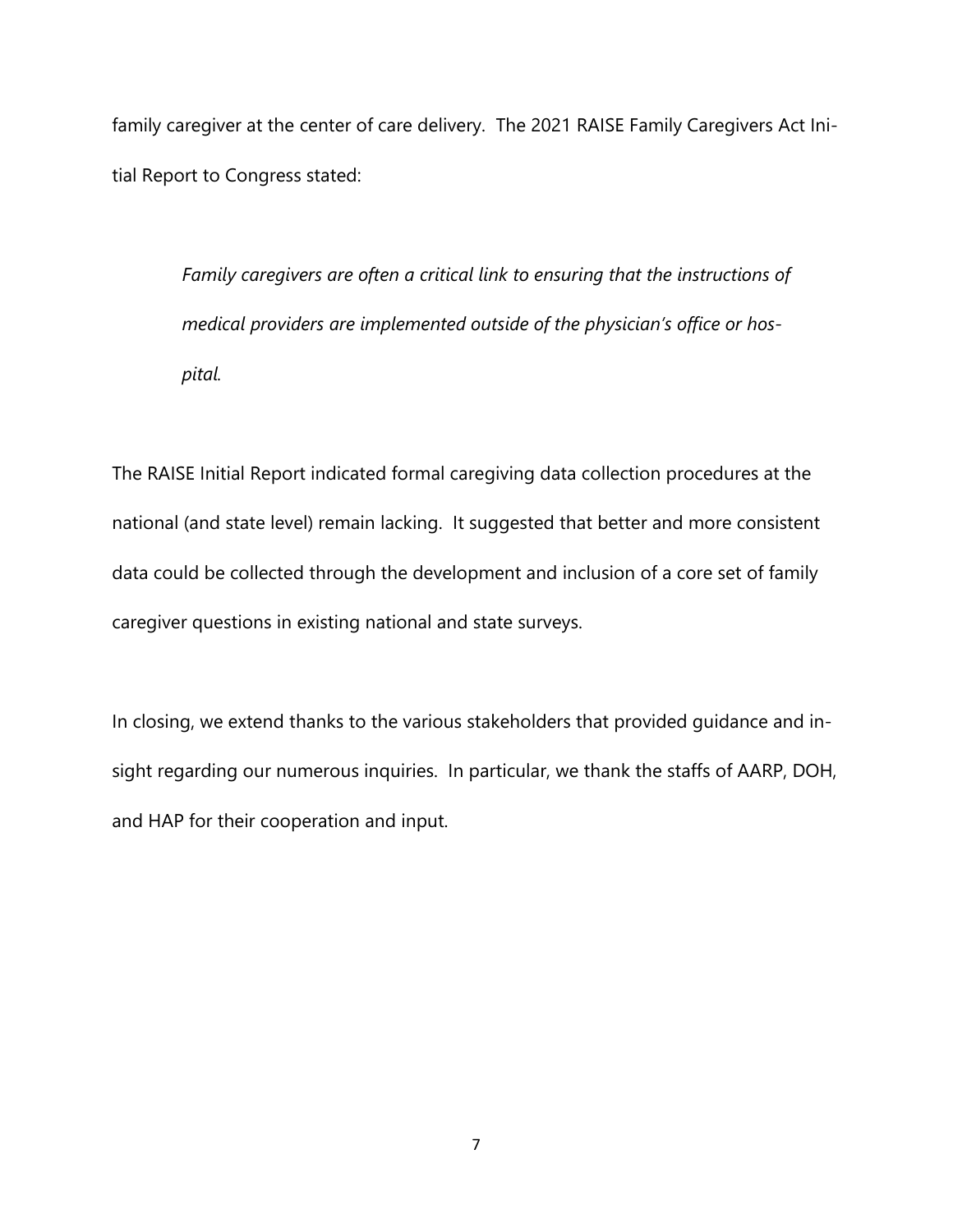family caregiver at the center of care delivery. The 2021 RAISE Family Caregivers Act Initial Report to Congress stated:

> *Family caregivers are often a critical link to ensuring that the instructions of medical providers are implemented outside of the physician's office or hospital.*

The RAISE Initial Report indicated formal caregiving data collection procedures at the national (and state level) remain lacking. It suggested that better and more consistent data could be collected through the development and inclusion of a core set of family caregiver questions in existing national and state surveys.

In closing, we extend thanks to the various stakeholders that provided guidance and insight regarding our numerous inquiries. In particular, we thank the staffs of AARP, DOH, and HAP for their cooperation and input.